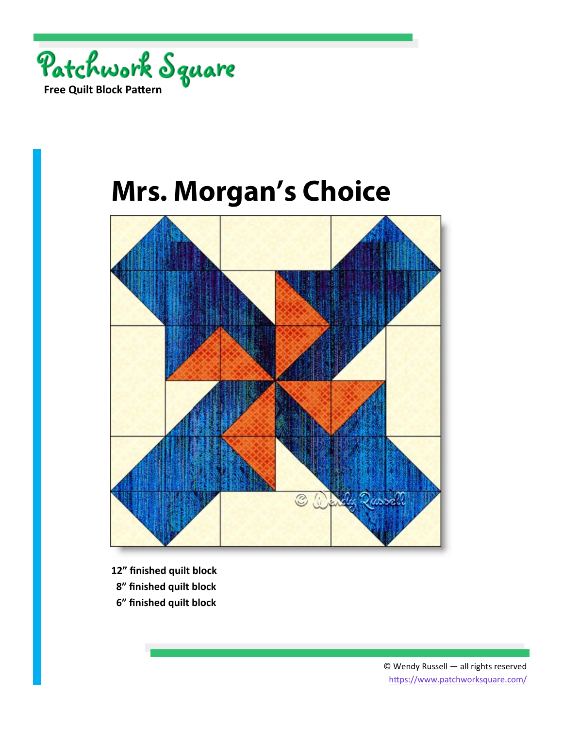Patchwork Square

**Free Quilt Block Pattern**

# Mrs. Morgan's Choice

**12" finished quilt block**

**8" finished quilt block**

**6" finished quilt block**

© Wendy Russell — all rights reserved

https://www.patchworksquare.com/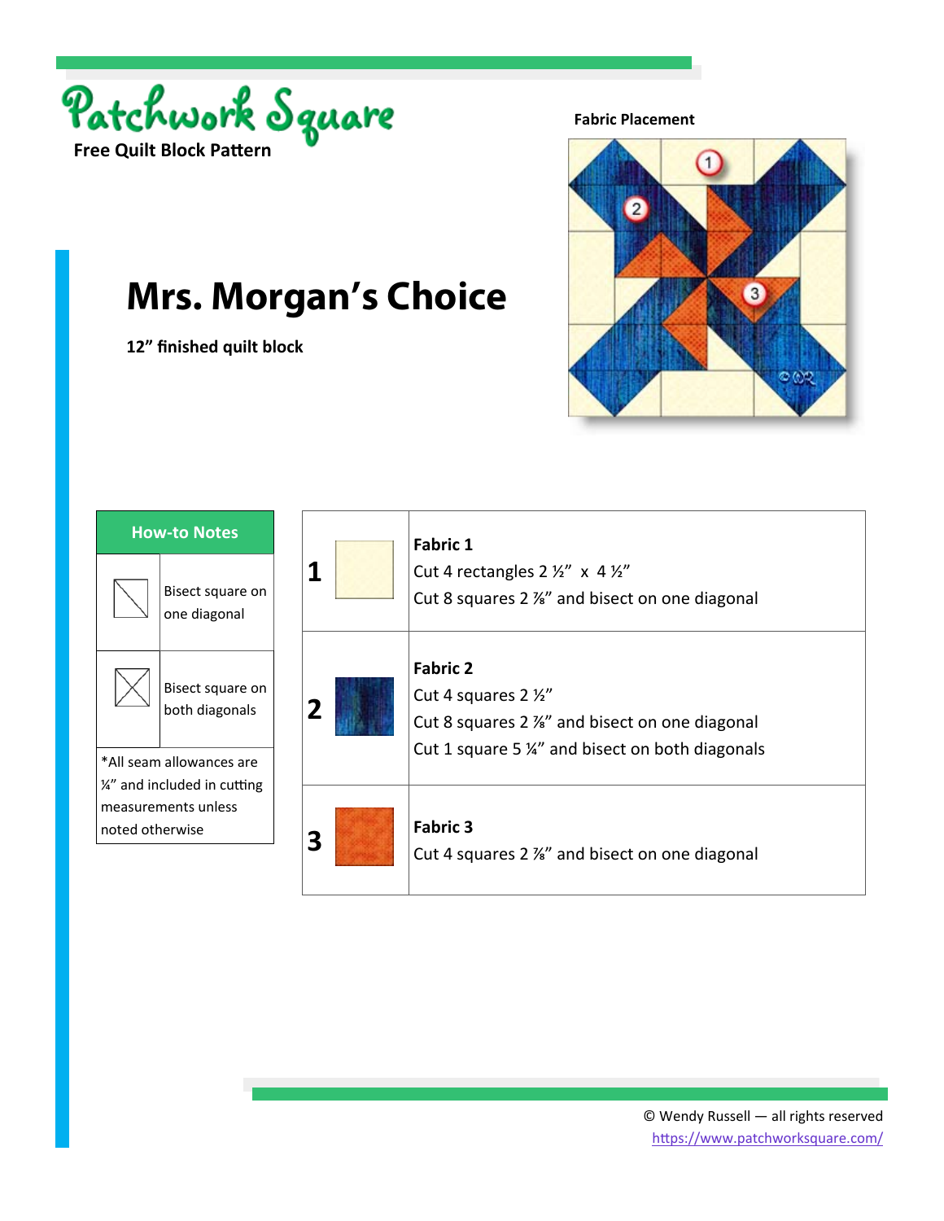Patchwork Square

**Free Quilt Block Pattern**

**Fabric Placement**

# Mrs. Morgan's Choice

**12" finished quilt block**

| How-to Notes | |
|---|---|
| | Bisect square on one diagonal |
| | Bisect square on both diagonals |
| *All seam allowances are ¼" and included in cutting measurements unless noted otherwise | |

| | |
|---|---|
| **1** | **Fabric 1**<br>Cut 4 rectangles 2 ½" x 4 ½"<br>Cut 8 squares 2 ⅞" and bisect on one diagonal |
| **2** | **Fabric 2**<br>Cut 4 squares 2 ½"<br>Cut 8 squares 2 ⅞" and bisect on one diagonal<br>Cut 1 square 5 ¼" and bisect on both diagonals |
| **3** | **Fabric 3**<br>Cut 4 squares 2 ⅞" and bisect on one diagonal |

© Wendy Russell — all rights reserved
https://www.patchworksquare.com/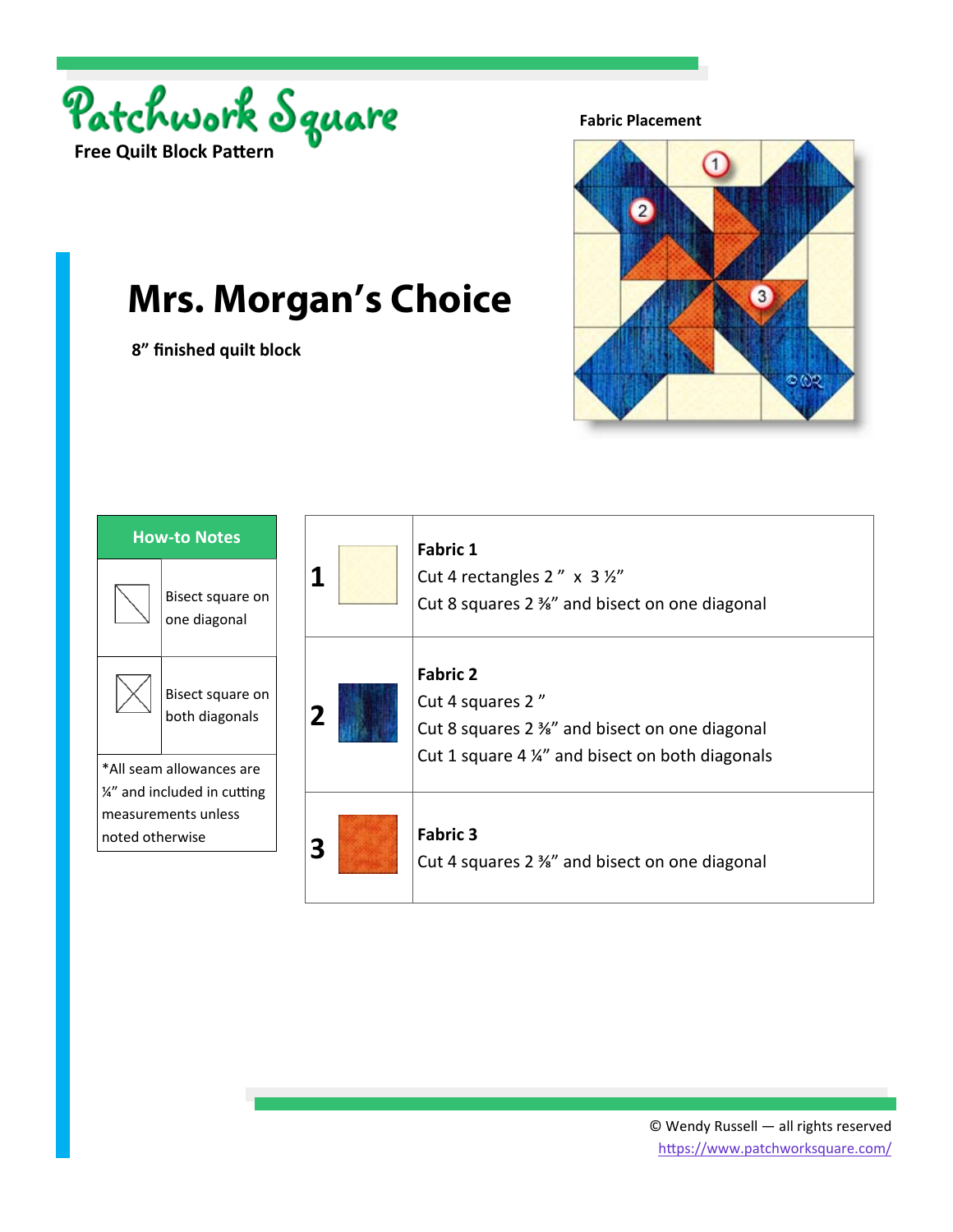Patchwork Square

**Free Quilt Block Pattern**

**Fabric Placement**

# Mrs. Morgan's Choice

**8" finished quilt block**

| How-to Notes | |
|---|---|
| | Bisect square on one diagonal |
| | Bisect square on both diagonals |
| *All seam allowances are ¼" and included in cutting measurements unless noted otherwise | |

| | | |
|---|---|---|
| **1** | | **Fabric 1**<br>Cut 4 rectangles 2 " x 3 ½"<br>Cut 8 squares 2 ⅜" and bisect on one diagonal |
| **2** | | **Fabric 2**<br>Cut 4 squares 2 "<br>Cut 8 squares 2 ⅜" and bisect on one diagonal<br>Cut 1 square 4 ¼" and bisect on both diagonals |
| **3** | | **Fabric 3**<br>Cut 4 squares 2 ⅜" and bisect on one diagonal |

© Wendy Russell — all rights reserved
https://www.patchworksquare.com/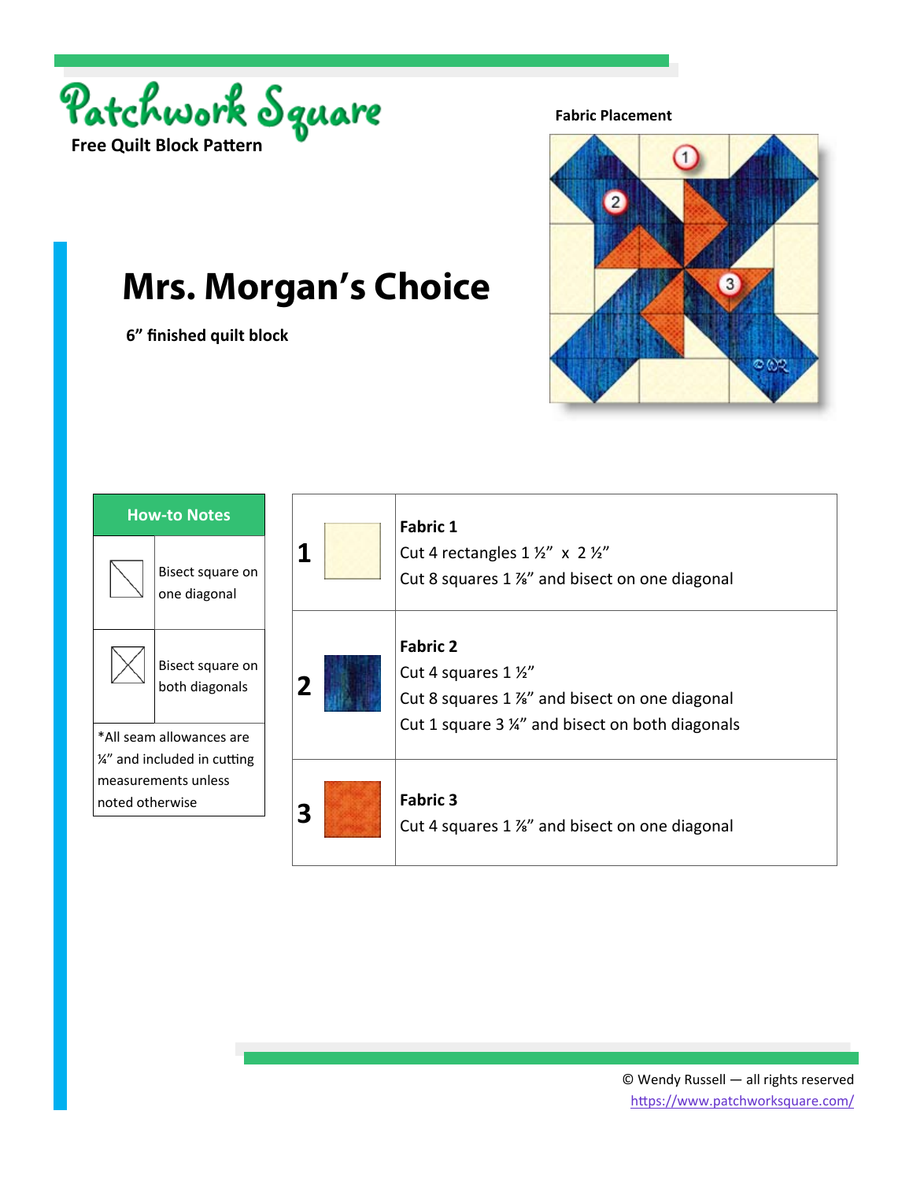# Patchwork Square

**Free Quilt Block Pattern**

**Fabric Placement**

# Mrs. Morgan's Choice

**6" finished quilt block**

| How-to Notes | |
|---|---|
| | Bisect square on one diagonal |
| | Bisect square on both diagonals |
| *All seam allowances are ¼" and included in cutting measurements unless noted otherwise | |

| | |
|---|---|
| **1** | **Fabric 1**<br>Cut 4 rectangles 1 ½" x 2 ½"<br>Cut 8 squares 1 ⅞" and bisect on one diagonal |
| **2** | **Fabric 2**<br>Cut 4 squares 1 ½"<br>Cut 8 squares 1 ⅞" and bisect on one diagonal<br>Cut 1 square 3 ¼" and bisect on both diagonals |
| **3** | **Fabric 3**<br>Cut 4 squares 1 ⅞" and bisect on one diagonal |

© Wendy Russell — all rights reserved
https://www.patchworksquare.com/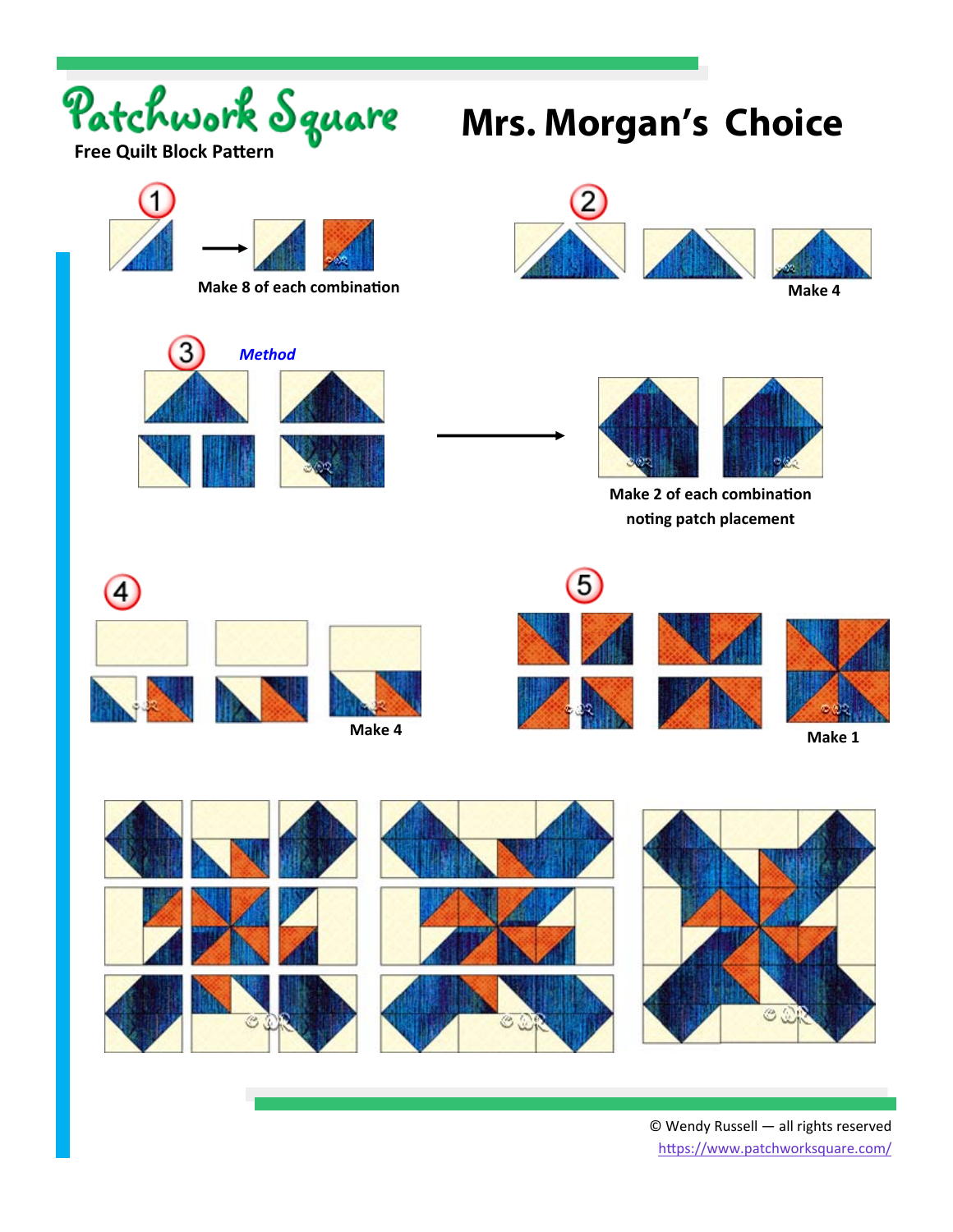# Mrs. Morgan's Choice

**Patchwork Square**
**Free Quilt Block Pattern**

1

**Make 8 of each combination**

2

**Make 4**

3

***Method***

**Make 2 of each combination noting patch placement**

4

**Make 4**

5

**Make 1**

© Wendy Russell — all rights reserved
https://www.patchworksquare.com/